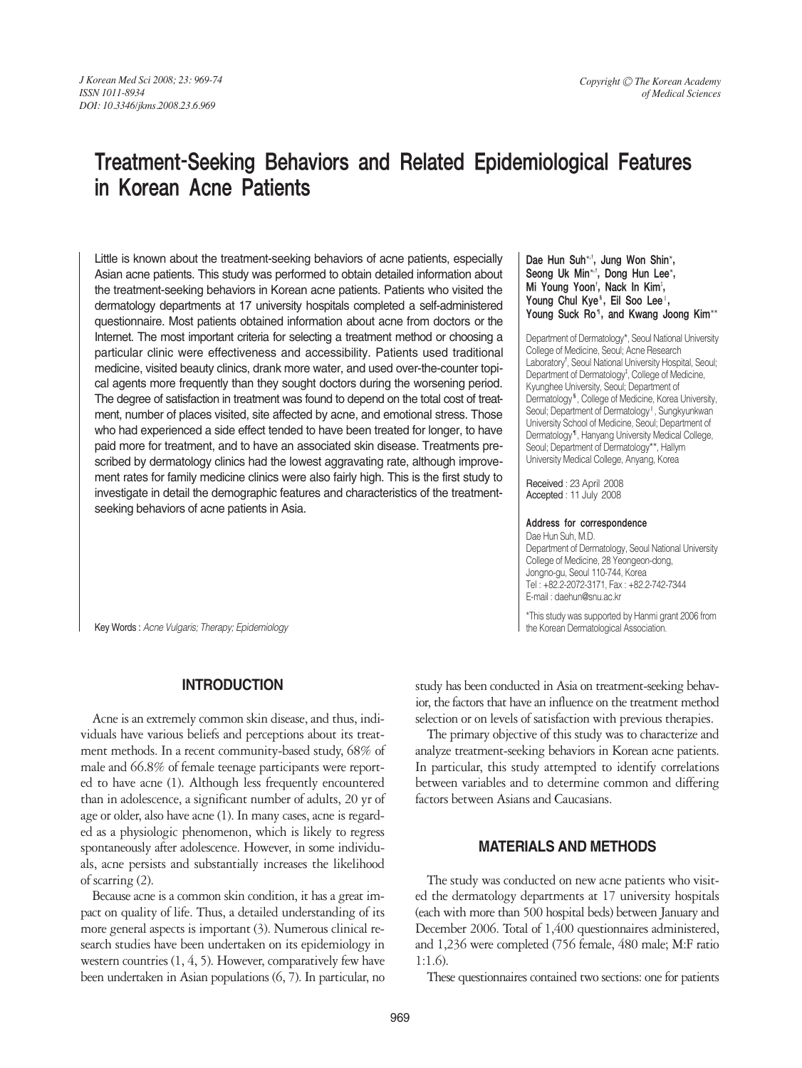# Treatment-Seeking Behaviors and Related Epidemiological Features in Korean Acne Patients

Little is known about the treatment-seeking behaviors of acne patients, especially Asian acne patients. This study was performed to obtain detailed information about the treatment-seeking behaviors in Korean acne patients. Patients who visited the dermatology departments at 17 university hospitals completed a self-administered questionnaire. Most patients obtained information about acne from doctors or the Internet. The most important criteria for selecting a treatment method or choosing a particular clinic were effectiveness and accessibility. Patients used traditional medicine, visited beauty clinics, drank more water, and used over-the-counter topical agents more frequently than they sought doctors during the worsening period. The degree of satisfaction in treatment was found to depend on the total cost of treatment, number of places visited, site affected by acne, and emotional stress. Those who had experienced a side effect tended to have been treated for longer, to have paid more for treatment, and to have an associated skin disease. Treatments prescribed by dermatology clinics had the lowest aggravating rate, although improvement rates for family medicine clinics were also fairly high. This is the first study to investigate in detail the demographic features and characteristics of the treatment-seeking behaviors of acne patients in Asia.

Key Words : *Acne Vulgaris; Therapy; Epidemiology*

**Dae Hun Suh\*,†, Jung Won Shin\*, Seong Uk Min\*,†, Dong Hun Lee\*, Mi Young Yoon†, Nack In Kim‡, Young Chul Kye§, Eil Soo Lee‖, Young Suck Ro¶, and Kwang Joong Kim\*\***

Department of Dermatology\*, Seoul National University College of Medicine, Seoul; Acne Research Laboratory†, Seoul National University Hospital, Seoul; Department of Dermatology‡, College of Medicine, Kyunghee University, Seoul; Department of Dermatology§, College of Medicine, Korea University, Seoul; Department of Dermatology‖, Sungkyunkwan University School of Medicine, Seoul; Department of Dermatology¶, Hanyang University Medical College, Seoul; Department of Dermatology\*\*, Hallym University Medical College, Anyang, Korea

Received : 23 April 2008
Accepted : 11 July 2008

**Address for correspondence**
Dae Hun Suh, M.D.
Department of Dermatology, Seoul National University College of Medicine, 28 Yeongeon-dong, Jongno-gu, Seoul 110-744, Korea
Tel : +82.2-2072-3171, Fax : +82.2-742-7344
E-mail : daehun@snu.ac.kr

\*This study was supported by Hanmi grant 2006 from the Korean Dermatological Association.

## INTRODUCTION

Acne is an extremely common skin disease, and thus, individuals have various beliefs and perceptions about its treatment methods. In a recent community-based study, 68% of male and 66.8% of female teenage participants were reported to have acne (1). Although less frequently encountered than in adolescence, a significant number of adults, 20 yr of age or older, also have acne (1). In many cases, acne is regarded as a physiologic phenomenon, which is likely to regress spontaneously after adolescence. However, in some individuals, acne persists and substantially increases the likelihood of scarring (2).

Because acne is a common skin condition, it has a great impact on quality of life. Thus, a detailed understanding of its more general aspects is important (3). Numerous clinical research studies have been undertaken on its epidemiology in western countries (1, 4, 5). However, comparatively few have been undertaken in Asian populations (6, 7). In particular, no study has been conducted in Asia on treatment-seeking behavior, the factors that have an influence on the treatment method selection or on levels of satisfaction with previous therapies.

The primary objective of this study was to characterize and analyze treatment-seeking behaviors in Korean acne patients. In particular, this study attempted to identify correlations between variables and to determine common and differing factors between Asians and Caucasians.

## MATERIALS AND METHODS

The study was conducted on new acne patients who visited the dermatology departments at 17 university hospitals (each with more than 500 hospital beds) between January and December 2006. Total of 1,400 questionnaires administered, and 1,236 were completed (756 female, 480 male; M:F ratio 1:1.6).

These questionnaires contained two sections: one for patients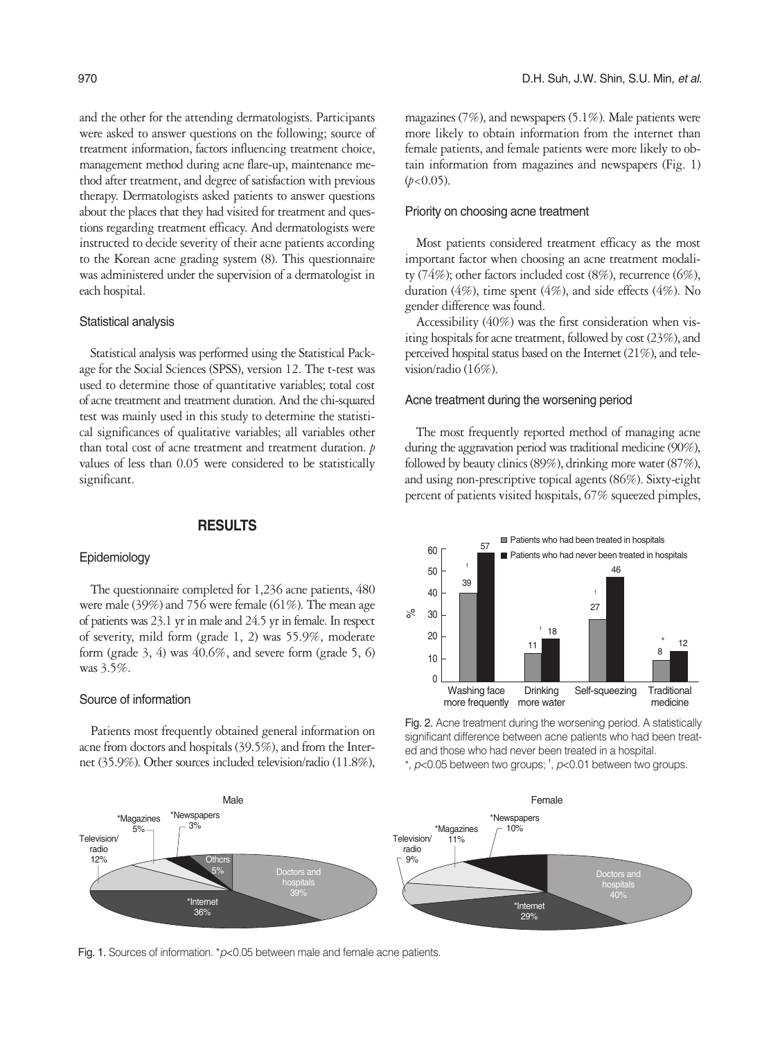and the other for the attending dermatologists. Participants were asked to answer questions on the following; source of treatment information, factors influencing treatment choice, management method during acne flare-up, maintenance method after treatment, and degree of satisfaction with previous therapy. Dermatologists asked patients to answer questions about the places that they had visited for treatment and questions regarding treatment efficacy. And dermatologists were instructed to decide severity of their acne patients according to the Korean acne grading system (8). This questionnaire was administered under the supervision of a dermatologist in each hospital.

### Statistical analysis

Statistical analysis was performed using the Statistical Package for the Social Sciences (SPSS), version 12. The t-test was used to determine those of quantitative variables; total cost of acne treatment and treatment duration. And the chi-squared test was mainly used in this study to determine the statistical significances of qualitative variables; all variables other than total cost of acne treatment and treatment duration. *p* values of less than 0.05 were considered to be statistically significant.

## RESULTS

### Epidemiology

The questionnaire completed for 1,236 acne patients, 480 were male (39%) and 756 were female (61%). The mean age of patients was 23.1 yr in male and 24.5 yr in female. In respect of severity, mild form (grade 1, 2) was 55.9%, moderate form (grade 3, 4) was 40.6%, and severe form (grade 5, 6) was 3.5%.

### Source of information

Patients most frequently obtained general information on acne from doctors and hospitals (39.5%), and from the Internet (35.9%). Other sources included television/radio (11.8%), magazines (7%), and newspapers (5.1%). Male patients were more likely to obtain information from the internet than female patients, and female patients were more likely to obtain information from magazines and newspapers (Fig. 1) ($p<0.05$).

### Priority on choosing acne treatment

Most patients considered treatment efficacy as the most important factor when choosing an acne treatment modality (74%); other factors included cost (8%), recurrence (6%), duration (4%), time spent (4%), and side effects (4%). No gender difference was found.

Accessibility (40%) was the first consideration when visiting hospitals for acne treatment, followed by cost (23%), and perceived hospital status based on the Internet (21%), and television/radio (16%).

### Acne treatment during the worsening period

The most frequently reported method of managing acne during the aggravation period was traditional medicine (90%), followed by beauty clinics (89%), drinking more water (87%), and using non-prescriptive topical agents (86%). Sixty-eight percent of patients visited hospitals, 67% squeezed pimples,

| | Washing face more frequently | Drinking more water | Self-squeezing | Traditional medicine |
|---|---|---|---|---|
| Patients who had been treated in hospitals (%) | 39† | 11† | 27† | 8* |
| Patients who had never been treated in hospitals (%) | 57 | 18 | 46 | 12 |

Fig. 2. Acne treatment during the worsening period. A statistically significant difference between acne patients who had been treated and those who had never been treated in a hospital.
*, $p<0.05$ between two groups; †, $p<0.01$ between two groups.

| Source | Male | Female |
|---|---|---|
| Doctors and hospitals | 39% | 40% |
| *Internet | 36% | 29% |
| Television/radio | 12% | 9% |
| *Magazines | 5% | 11% |
| *Newspapers | 3% | 10% |
| Others | 5% | |

Fig. 1. Sources of information. *$p<0.05$ between male and female acne patients.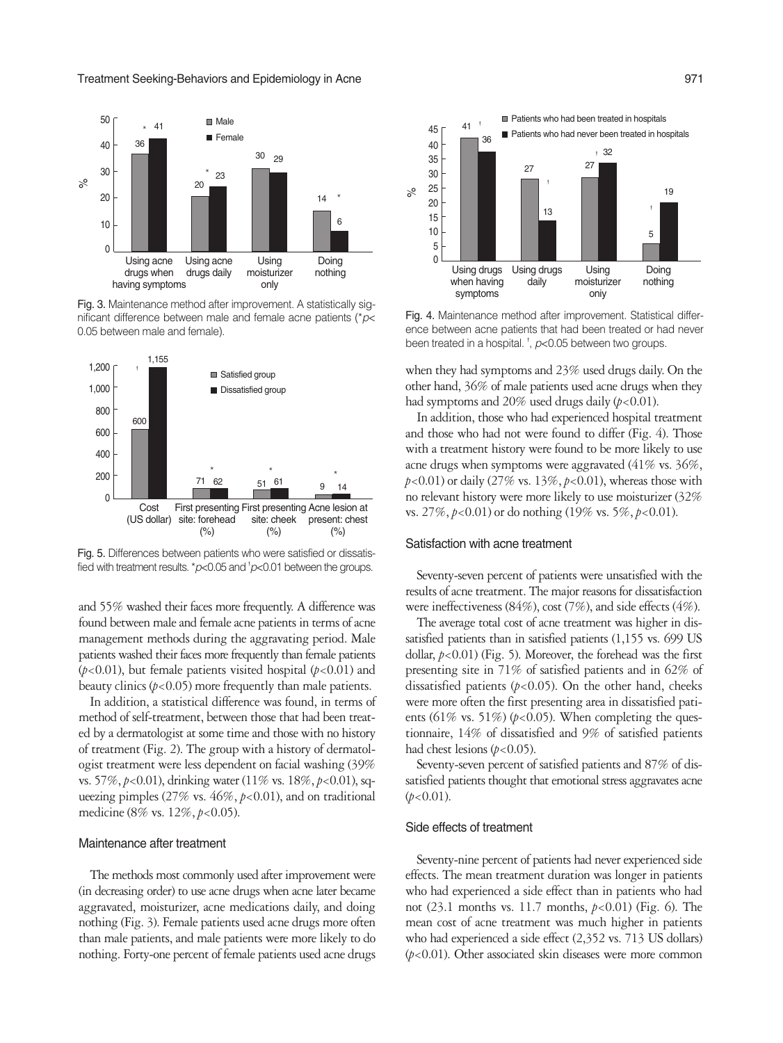Fig. 3. Maintenance method after improvement. A statistically significant difference between male and female acne patients (*$p<0.05$ between male and female).

Fig. 5. Differences between patients who were satisfied or dissatisfied with treatment results. *$p<0.05$ and †$p<0.01$ between the groups.

and 55% washed their faces more frequently. A difference was found between male and female acne patients in terms of acne management methods during the aggravating period. Male patients washed their faces more frequently than female patients ($p<0.01$), but female patients visited hospital ($p<0.01$) and beauty clinics ($p<0.05$) more frequently than male patients.

In addition, a statistical difference was found, in terms of method of self-treatment, between those that had been treated by a dermatologist at some time and those with no history of treatment (Fig. 2). The group with a history of dermatologist treatment were less dependent on facial washing (39% vs. 57%, $p<0.01$), drinking water (11% vs. 18%, $p<0.01$), squeezing pimples (27% vs. 46%, $p<0.01$), and on traditional medicine (8% vs. 12%, $p<0.05$).

### Maintenance after treatment

The methods most commonly used after improvement were (in decreasing order) to use acne drugs when acne later became aggravated, moisturizer, acne medications daily, and doing nothing (Fig. 3). Female patients used acne drugs more often than male patients, and male patients were more likely to do nothing. Forty-one percent of female patients used acne drugs when they had symptoms and 23% used drugs daily. On the other hand, 36% of male patients used acne drugs when they had symptoms and 20% used drugs daily ($p<0.01$).

In addition, those who had experienced hospital treatment and those who had not were found to differ (Fig. 4). Those with a treatment history were found to be more likely to use acne drugs when symptoms were aggravated (41% vs. 36%, $p<0.01$) or daily (27% vs. 13%, $p<0.01$), whereas those with no relevant history were more likely to use moisturizer (32% vs. 27%, $p<0.01$) or do nothing (19% vs. 5%, $p<0.01$).

Fig. 4. Maintenance method after improvement. Statistical difference between acne patients that had been treated or had never been treated in a hospital. †, $p<0.05$ between two groups.

### Satisfaction with acne treatment

Seventy-seven percent of patients were unsatisfied with the results of acne treatment. The major reasons for dissatisfaction were ineffectiveness (84%), cost (7%), and side effects (4%).

The average total cost of acne treatment was higher in dissatisfied patients than in satisfied patients (1,155 vs. 699 US dollar, $p<0.01$) (Fig. 5). Moreover, the forehead was the first presenting site in 71% of satisfied patients and in 62% of dissatisfied patients ($p<0.05$). On the other hand, cheeks were more often the first presenting area in dissatisfied patients (61% vs. 51%) ($p<0.05$). When completing the questionnaire, 14% of dissatisfied and 9% of satisfied patients had chest lesions ($p<0.05$).

Seventy-seven percent of satisfied patients and 87% of dissatisfied patients thought that emotional stress aggravates acne ($p<0.01$).

### Side effects of treatment

Seventy-nine percent of patients had never experienced side effects. The mean treatment duration was longer in patients who had experienced a side effect than in patients who had not (23.1 months vs. 11.7 months, $p<0.01$) (Fig. 6). The mean cost of acne treatment was much higher in patients who had experienced a side effect (2,352 vs. 713 US dollars) ($p<0.01$). Other associated skin diseases were more common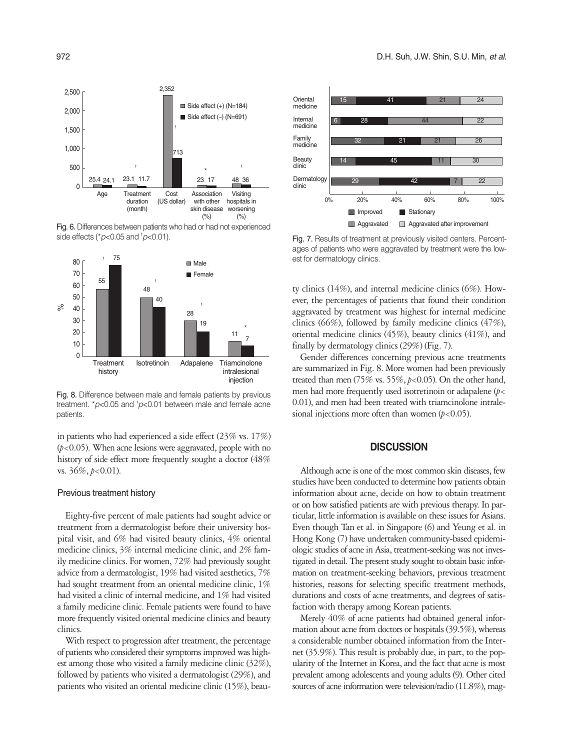Fig. 6. Differences between patients who had or had not experienced side effects (*$p$<0.05 and †$p$<0.01).

Fig. 8. Difference between male and female patients by previous treatment. *$p$<0.05 and †$p$<0.01 between male and female acne patients.

in patients who had experienced a side effect (23% vs. 17%) ($p$<0.05). When acne lesions were aggravated, people with no history of side effect more frequently sought a doctor (48% vs. 36%, $p$<0.01).

### Previous treatment history

Eighty-five percent of male patients had sought advice or treatment from a dermatologist before their university hospital visit, and 6% had visited beauty clinics, 4% oriental medicine clinics, 3% internal medicine clinic, and 2% family medicine clinics. For women, 72% had previously sought advice from a dermatologist, 19% had visited aesthetics, 7% had sought treatment from an oriental medicine clinic, 1% had visited a clinic of internal medicine, and 1% had visited a family medicine clinic. Female patients were found to have more frequently visited oriental medicine clinics and beauty clinics.

With respect to progression after treatment, the percentage of patients who considered their symptoms improved was highest among those who visited a family medicine clinic (32%), followed by patients who visited a dermatologist (29%), and patients who visited an oriental medicine clinic (15%), beauty clinics (14%), and internal medicine clinics (6%). However, the percentages of patients that found their condition aggravated by treatment was highest for internal medicine clinics (66%), followed by family medicine clinics (47%), oriental medicine clinics (45%), beauty clinics (41%), and finally by dermatology clinics (29%) (Fig. 7).

Fig. 7. Results of treatment at previously visited centers. Percentages of patients who were aggravated by treatment were the lowest for dermatology clinics.

Gender differences concerning previous acne treatments are summarized in Fig. 8. More women had been previously treated than men (75% vs. 55%, $p$<0.05). On the other hand, men had more frequently used isotretinoin or adapalene ($p$<0.01), and men had been treated with triamcinolone intralesional injections more often than women ($p$<0.05).

## DISCUSSION

Although acne is one of the most common skin diseases, few studies have been conducted to determine how patients obtain information about acne, decide on how to obtain treatment or on how satisfied patients are with previous therapy. In particular, little information is available on these issues for Asians. Even though Tan et al. in Singapore (6) and Yeung et al. in Hong Kong (7) have undertaken community-based epidemiologic studies of acne in Asia, treatment-seeking was not investigated in detail. The present study sought to obtain basic information on treatment-seeking behaviors, previous treatment histories, reasons for selecting specific treatment methods, durations and costs of acne treatments, and degrees of satisfaction with therapy among Korean patients.

Merely 40% of acne patients had obtained general information about acne from doctors or hospitals (39.5%), whereas a considerable number obtained information from the Internet (35.9%). This result is probably due, in part, to the popularity of the Internet in Korea, and the fact that acne is most prevalent among adolescents and young adults (9). Other cited sources of acne information were television/radio (11.8%), mag-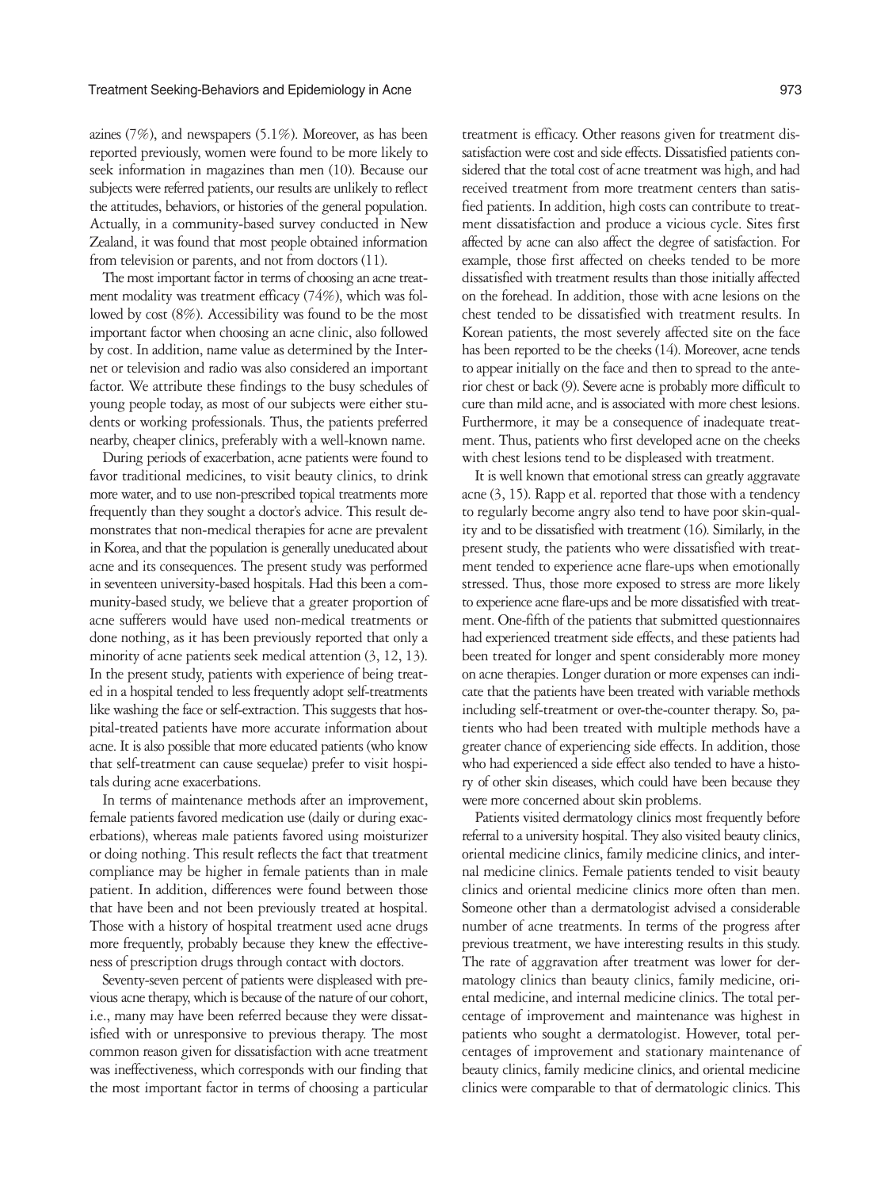azines (7%), and newspapers (5.1%). Moreover, as has been reported previously, women were found to be more likely to seek information in magazines than men (10). Because our subjects were referred patients, our results are unlikely to reflect the attitudes, behaviors, or histories of the general population. Actually, in a community-based survey conducted in New Zealand, it was found that most people obtained information from television or parents, and not from doctors (11).

The most important factor in terms of choosing an acne treatment modality was treatment efficacy (74%), which was followed by cost (8%). Accessibility was found to be the most important factor when choosing an acne clinic, also followed by cost. In addition, name value as determined by the Internet or television and radio was also considered an important factor. We attribute these findings to the busy schedules of young people today, as most of our subjects were either students or working professionals. Thus, the patients preferred nearby, cheaper clinics, preferably with a well-known name.

During periods of exacerbation, acne patients were found to favor traditional medicines, to visit beauty clinics, to drink more water, and to use non-prescribed topical treatments more frequently than they sought a doctor's advice. This result demonstrates that non-medical therapies for acne are prevalent in Korea, and that the population is generally uneducated about acne and its consequences. The present study was performed in seventeen university-based hospitals. Had this been a community-based study, we believe that a greater proportion of acne sufferers would have used non-medical treatments or done nothing, as it has been previously reported that only a minority of acne patients seek medical attention (3, 12, 13). In the present study, patients with experience of being treated in a hospital tended to less frequently adopt self-treatments like washing the face or self-extraction. This suggests that hospital-treated patients have more accurate information about acne. It is also possible that more educated patients (who know that self-treatment can cause sequelae) prefer to visit hospitals during acne exacerbations.

In terms of maintenance methods after an improvement, female patients favored medication use (daily or during exacerbations), whereas male patients favored using moisturizer or doing nothing. This result reflects the fact that treatment compliance may be higher in female patients than in male patient. In addition, differences were found between those that have been and not been previously treated at hospital. Those with a history of hospital treatment used acne drugs more frequently, probably because they knew the effectiveness of prescription drugs through contact with doctors.

Seventy-seven percent of patients were displeased with previous acne therapy, which is because of the nature of our cohort, i.e., many may have been referred because they were dissatisfied with or unresponsive to previous therapy. The most common reason given for dissatisfaction with acne treatment was ineffectiveness, which corresponds with our finding that the most important factor in terms of choosing a particular treatment is efficacy. Other reasons given for treatment dissatisfaction were cost and side effects. Dissatisfied patients considered that the total cost of acne treatment was high, and had received treatment from more treatment centers than satisfied patients. In addition, high costs can contribute to treatment dissatisfaction and produce a vicious cycle. Sites first affected by acne can also affect the degree of satisfaction. For example, those first affected on cheeks tended to be more dissatisfied with treatment results than those initially affected on the forehead. In addition, those with acne lesions on the chest tended to be dissatisfied with treatment results. In Korean patients, the most severely affected site on the face has been reported to be the cheeks (14). Moreover, acne tends to appear initially on the face and then to spread to the anterior chest or back (9). Severe acne is probably more difficult to cure than mild acne, and is associated with more chest lesions. Furthermore, it may be a consequence of inadequate treatment. Thus, patients who first developed acne on the cheeks with chest lesions tend to be displeased with treatment.

It is well known that emotional stress can greatly aggravate acne (3, 15). Rapp et al. reported that those with a tendency to regularly become angry also tend to have poor skin-quality and to be dissatisfied with treatment (16). Similarly, in the present study, the patients who were dissatisfied with treatment tended to experience acne flare-ups when emotionally stressed. Thus, those more exposed to stress are more likely to experience acne flare-ups and be more dissatisfied with treatment. One-fifth of the patients that submitted questionnaires had experienced treatment side effects, and these patients had been treated for longer and spent considerably more money on acne therapies. Longer duration or more expenses can indicate that the patients have been treated with variable methods including self-treatment or over-the-counter therapy. So, patients who had been treated with multiple methods have a greater chance of experiencing side effects. In addition, those who had experienced a side effect also tended to have a history of other skin diseases, which could have been because they were more concerned about skin problems.

Patients visited dermatology clinics most frequently before referral to a university hospital. They also visited beauty clinics, oriental medicine clinics, family medicine clinics, and internal medicine clinics. Female patients tended to visit beauty clinics and oriental medicine clinics more often than men. Someone other than a dermatologist advised a considerable number of acne treatments. In terms of the progress after previous treatment, we have interesting results in this study. The rate of aggravation after treatment was lower for dermatology clinics than beauty clinics, family medicine, oriental medicine, and internal medicine clinics. The total percentage of improvement and maintenance was highest in patients who sought a dermatologist. However, total percentages of improvement and stationary maintenance of beauty clinics, family medicine clinics, and oriental medicine clinics were comparable to that of dermatologic clinics. This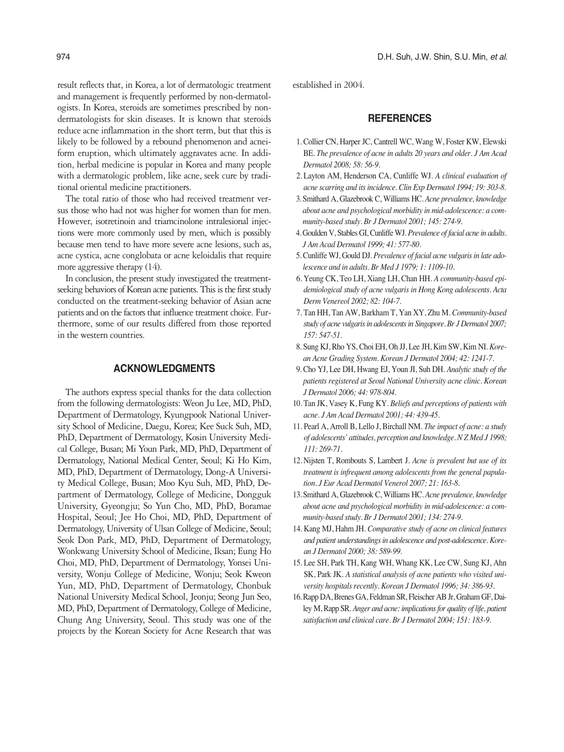result reflects that, in Korea, a lot of dermatologic treatment and management is frequently performed by non-dermatologists. In Korea, steroids are sometimes prescribed by non-dermatologists for skin diseases. It is known that steroids reduce acne inflammation in the short term, but that this is likely to be followed by a rebound phenomenon and acneiform eruption, which ultimately aggravates acne. In addition, herbal medicine is popular in Korea and many people with a dermatologic problem, like acne, seek cure by traditional oriental medicine practitioners.

The total ratio of those who had received treatment versus those who had not was higher for women than for men. However, isotretinoin and triamcinolone intralesional injections were more commonly used by men, which is possibly because men tend to have more severe acne lesions, such as, acne cystica, acne conglobata or acne keloidalis that require more aggressive therapy (14).

In conclusion, the present study investigated the treatment-seeking behaviors of Korean acne patients. This is the first study conducted on the treatment-seeking behavior of Asian acne patients and on the factors that influence treatment choice. Furthermore, some of our results differed from those reported in the western countries.

## ACKNOWLEDGMENTS

The authors express special thanks for the data collection from the following dermatologists: Weon Ju Lee, MD, PhD, Department of Dermatology, Kyungpook National University School of Medicine, Daegu, Korea; Kee Suck Suh, MD, PhD, Department of Dermatology, Kosin University Medical College, Busan; Mi Youn Park, MD, PhD, Department of Dermatology, National Medical Center, Seoul; Ki Ho Kim, MD, PhD, Department of Dermatology, Dong-A University Medical College, Busan; Moo Kyu Suh, MD, PhD, Department of Dermatology, College of Medicine, Dongguk University, Gyeongju; So Yun Cho, MD, PhD, Boramae Hospital, Seoul; Jee Ho Choi, MD, PhD, Department of Dermatology, University of Ulsan College of Medicine, Seoul; Seok Don Park, MD, PhD, Department of Dermatology, Wonkwang University School of Medicine, Iksan; Eung Ho Choi, MD, PhD, Department of Dermatology, Yonsei University, Wonju College of Medicine, Wonju; Seok Kweon Yun, MD, PhD, Department of Dermatology, Chonbuk National University Medical School, Jeonju; Seong Jun Seo, MD, PhD, Department of Dermatology, College of Medicine, Chung Ang University, Seoul. This study was one of the projects by the Korean Society for Acne Research that was established in 2004.

## REFERENCES

1. Collier CN, Harper JC, Cantrell WC, Wang W, Foster KW, Elewski BE. *The prevalence of acne in adults 20 years and older*. J Am Acad Dermatol 2008; 58: 56-9.
2. Layton AM, Henderson CA, Cunliffe WJ. *A clinical evaluation of acne scarring and its incidence*. Clin Exp Dermatol 1994; 19: 303-8.
3. Smithard A, Glazebrook C, Williams HC. *Acne prevalence, knowledge about acne and psychological morbidity in mid-adolescence: a community-based study*. Br J Dermatol 2001; 145: 274-9.
4. Goulden V, Stables GI, Cunliffe WJ. *Prevalence of facial acne in adults*. J Am Acad Dermatol 1999; 41: 577-80.
5. Cunliffe WJ, Gould DJ. *Prevalence of facial acne vulgaris in late adolescence and in adults*. Br Med J 1979; 1: 1109-10.
6. Yeung CK, Teo LH, Xiang LH, Chan HH. *A community-based epidemiological study of acne vulgaris in Hong Kong adolescents*. Acta Derm Venereol 2002; 82: 104-7.
7. Tan HH, Tan AW, Barkham T, Yan XY, Zhu M. *Community-based study of acne vulgaris in adolescents in Singapore*. Br J Dermatol 2007; 157: 547-51.
8. Sung KJ, Rho YS, Choi EH, Oh JJ, Lee JH, Kim SW, Kim NI. *Korean Acne Grading System*. Korean J Dermatol 2004; 42: 1241-7.
9. Cho YJ, Lee DH, Hwang EJ, Youn JI, Suh DH. *Analytic study of the patients registered at Seoul National University acne clinic*. Korean J Dermatol 2006; 44: 978-804.
10. Tan JK, Vasey K, Fung KY. *Beliefs and perceptions of patients with acne*. J Am Acad Dermatol 2001; 44: 439-45.
11. Pearl A, Arroll B, Lello J, Birchall NM. *The impact of acne: a study of adolescents' attitudes, perception and knowledge*. N Z Med J 1998; 111: 269-71.
12. Nijsten T, Rombouts S, Lambert J. *Acne is prevalent but use of its treatment is infrequent among adolescents from the general population*. J Eur Acad Dermatol Venerol 2007; 21: 163-8.
13. Smithard A, Glazebrook C, Williams HC. *Acne prevalence, knowledge about acne and psychological morbidity in mid-adolescence: a community-based study*. Br J Dermatol 2001; 134: 274-9.
14. Kang MJ, Hahm JH. *Comparative study of acne on clinical features and patient understandings in adolescence and post-adolescence*. Korean J Dermatol 2000; 38: 589-99.
15. Lee SH, Park TH, Kang WH, Whang KK, Lee CW, Sung KJ, Ahn SK, Park JK. *A statistical analysis of acne patients who visited university hospitals recently*. Korean J Dermatol 1996; 34: 386-93.
16. Rapp DA, Brenes GA, Feldman SR, Fleischer AB Jr, Graham GF, Dailey M, Rapp SR. *Anger and acne: implications for quality of life, patient satisfaction and clinical care*. Br J Dermatol 2004; 151: 183-9.